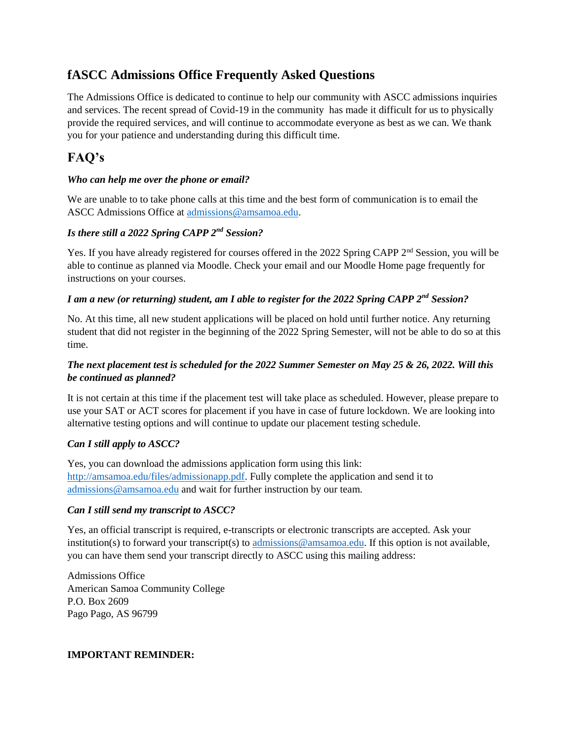# fASCC Admissions Office Frequently Asked Questions

The Admissions Office is dedicated to continue to help our community with ASCC admissions inquiries and services. The recent spread of Covid-19 in the community has made it difficult for us to physically provide the required services, and will continue to accommodate everyone as best as we can. We thank you for your patience and understanding during this difficult time.

## FAQ's

***Who can help me over the phone or email?***

We are unable to to take phone calls at this time and the best form of communication is to email the ASCC Admissions Office at admissions@amsamoa.edu.

***Is there still a 2022 Spring CAPP 2nd Session?***

Yes. If you have already registered for courses offered in the 2022 Spring CAPP 2nd Session, you will be able to continue as planned via Moodle. Check your email and our Moodle Home page frequently for instructions on your courses.

***I am a new (or returning) student, am I able to register for the 2022 Spring CAPP 2nd Session?***

No. At this time, all new student applications will be placed on hold until further notice. Any returning student that did not register in the beginning of the 2022 Spring Semester, will not be able to do so at this time.

***The next placement test is scheduled for the 2022 Summer Semester on May 25 & 26, 2022. Will this be continued as planned?***

It is not certain at this time if the placement test will take place as scheduled. However, please prepare to use your SAT or ACT scores for placement if you have in case of future lockdown. We are looking into alternative testing options and will continue to update our placement testing schedule.

***Can I still apply to ASCC?***

Yes, you can download the admissions application form using this link: http://amsamoa.edu/files/admissionapp.pdf. Fully complete the application and send it to admissions@amsamoa.edu and wait for further instruction by our team.

***Can I still send my transcript to ASCC?***

Yes, an official transcript is required, e-transcripts or electronic transcripts are accepted. Ask your institution(s) to forward your transcript(s) to admissions@amsamoa.edu. If this option is not available, you can have them send your transcript directly to ASCC using this mailing address:

Admissions Office
American Samoa Community College
P.O. Box 2609
Pago Pago, AS 96799

**IMPORTANT REMINDER:**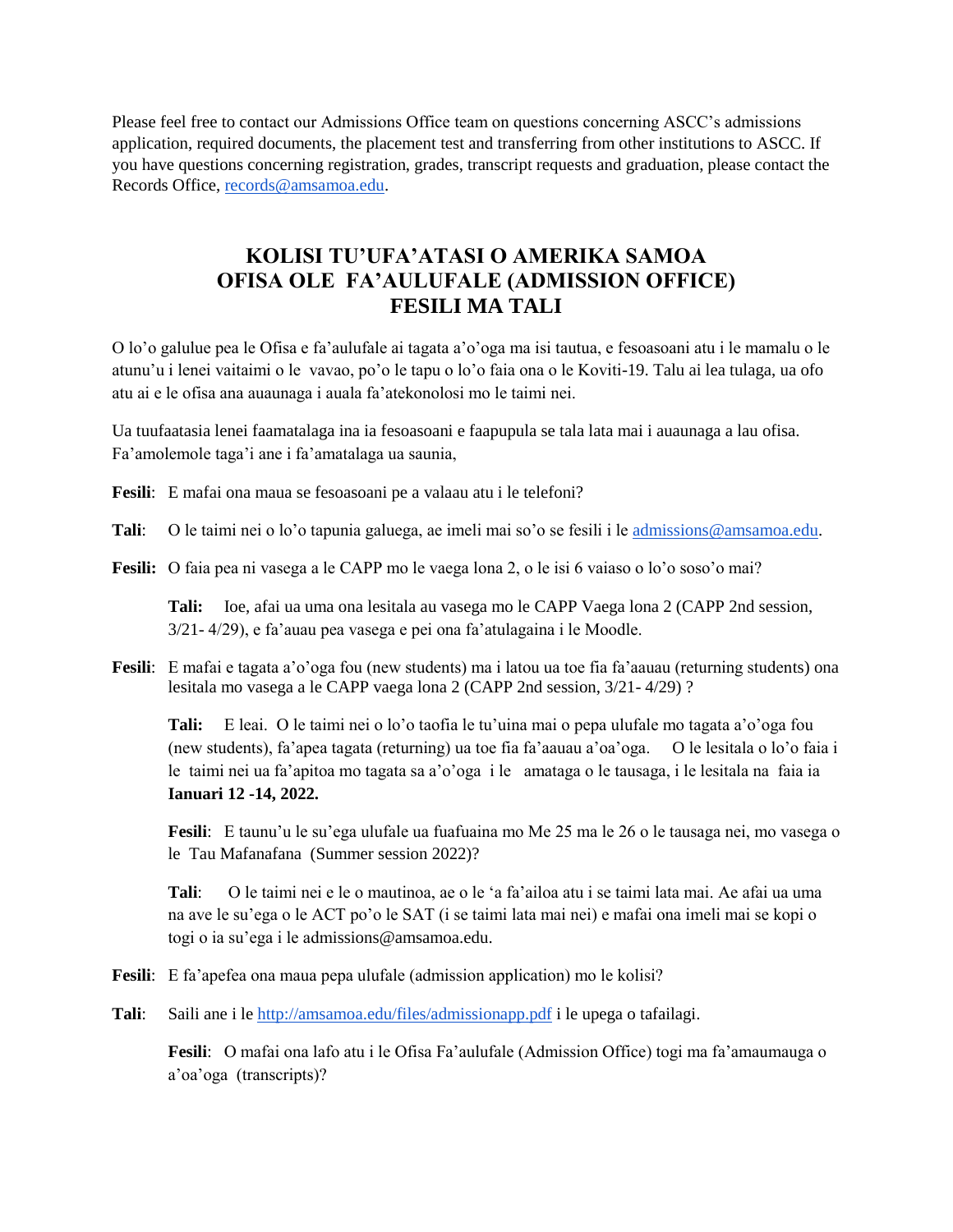Please feel free to contact our Admissions Office team on questions concerning ASCC's admissions application, required documents, the placement test and transferring from other institutions to ASCC. If you have questions concerning registration, grades, transcript requests and graduation, please contact the Records Office, records@amsamoa.edu.

# KOLISI TU'UFA'ATASI O AMERIKA SAMOA
# OFISA OLE FA'AULUFALE (ADMISSION OFFICE)
# FESILI MA TALI

O lo'o galulue pea le Ofisa e fa'aulufale ai tagata a'o'oga ma isi tautua, e fesoasoani atu i le mamalu o le atunu'u i lenei vaitaimi o le vavao, po'o le tapu o lo'o faia ona o le Koviti-19. Talu ai lea tulaga, ua ofo atu ai e le ofisa ana auaunaga i auala fa'atekonolosi mo le taimi nei.

Ua tuufaatasia lenei faamatalaga ina ia fesoasoani e faapupula se tala lata mai i auaunaga a lau ofisa. Fa'amolemole taga'i ane i fa'amatalaga ua saunia,

**Fesili**: E mafai ona maua se fesoasoani pe a valaau atu i le telefoni?

**Tali**: O le taimi nei o lo'o tapunia galuega, ae imeli mai so'o se fesili i le admissions@amsamoa.edu.

**Fesili:** O faia pea ni vasega a le CAPP mo le vaega lona 2, o le isi 6 vaiaso o lo'o soso'o mai?

**Tali:** Ioe, afai ua uma ona lesitala au vasega mo le CAPP Vaega lona 2 (CAPP 2nd session, 3/21- 4/29), e fa'auau pea vasega e pei ona fa'atulagaina i le Moodle.

**Fesili**: E mafai e tagata a'o'oga fou (new students) ma i latou ua toe fia fa'aauau (returning students) ona lesitala mo vasega a le CAPP vaega lona 2 (CAPP 2nd session, 3/21- 4/29) ?

**Tali:** E leai. O le taimi nei o lo'o taofia le tu'uina mai o pepa ulufale mo tagata a'o'oga fou (new students), fa'apea tagata (returning) ua toe fia fa'aauau a'oa'oga. O le lesitala o lo'o faia i le taimi nei ua fa'apitoa mo tagata sa a'o'oga i le amataga o le tausaga, i le lesitala na faia ia **Ianuari 12 -14, 2022.**

**Fesili**: E taunu'u le su'ega ulufale ua fuafuaina mo Me 25 ma le 26 o le tausaga nei, mo vasega o le Tau Mafanafana (Summer session 2022)?

**Tali**: O le taimi nei e le o mautinoa, ae o le 'a fa'ailoa atu i se taimi lata mai. Ae afai ua uma na ave le su'ega o le ACT po'o le SAT (i se taimi lata mai nei) e mafai ona imeli mai se kopi o togi o ia su'ega i le admissions@amsamoa.edu.

**Fesili**: E fa'apefea ona maua pepa ulufale (admission application) mo le kolisi?

**Tali**: Saili ane i le http://amsamoa.edu/files/admissionapp.pdf i le upega o tafailagi.

**Fesili**: O mafai ona lafo atu i le Ofisa Fa'aulufale (Admission Office) togi ma fa'amaumauga o a'oa'oga (transcripts)?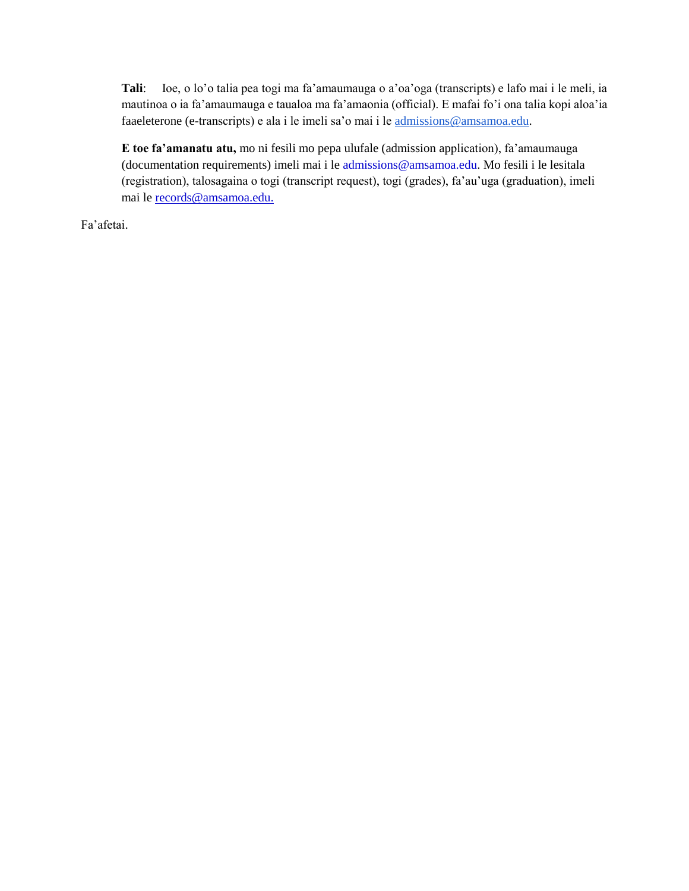**Tali**: Ioe, o lo’o talia pea togi ma fa’amaumauga o a’oa’oga (transcripts) e lafo mai i le meli, ia mautinoa o ia fa’amaumauga e taualoa ma fa’amaonia (official). E mafai fo’i ona talia kopi aloa’ia faaeleterone (e-transcripts) e ala i le imeli sa’o mai i le admissions@amsamoa.edu.

**E toe fa’amanatu atu,** mo ni fesili mo pepa ulufale (admission application), fa’amaumauga (documentation requirements) imeli mai i le admissions@amsamoa.edu. Mo fesili i le lesitala (registration), talosagaina o togi (transcript request), togi (grades), fa’au’uga (graduation), imeli mai le records@amsamoa.edu.

Fa’afetai.